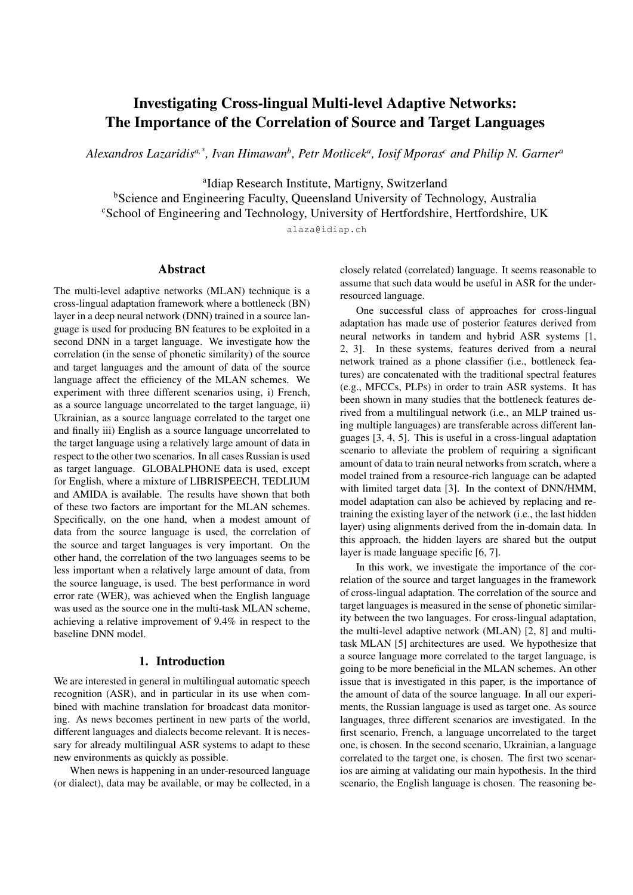# Investigating Cross-lingual Multi-level Adaptive Networks: The Importance of the Correlation of Source and Target Languages

*Alexandros Lazaridis*[a,*], *Ivan Himawan*[b], *Petr Motlicek*[a], *Iosif Mporas*[c] *and Philip N. Garner*[a]

[a]Idiap Research Institute, Martigny, Switzerland
[b]Science and Engineering Faculty, Queensland University of Technology, Australia
[c]School of Engineering and Technology, University of Hertfordshire, Hertfordshire, UK

alaza@idiap.ch

## Abstract

The multi-level adaptive networks (MLAN) technique is a cross-lingual adaptation framework where a bottleneck (BN) layer in a deep neural network (DNN) trained in a source language is used for producing BN features to be exploited in a second DNN in a target language. We investigate how the correlation (in the sense of phonetic similarity) of the source and target languages and the amount of data of the source language affect the efficiency of the MLAN schemes. We experiment with three different scenarios using, i) French, as a source language uncorrelated to the target language, ii) Ukrainian, as a source language correlated to the target one and finally iii) English as a source language uncorrelated to the target language using a relatively large amount of data in respect to the other two scenarios. In all cases Russian is used as target language. GLOBALPHONE data is used, except for English, where a mixture of LIBRISPEECH, TEDLIUM and AMIDA is available. The results have shown that both of these two factors are important for the MLAN schemes. Specifically, on the one hand, when a modest amount of data from the source language is used, the correlation of the source and target languages is very important. On the other hand, the correlation of the two languages seems to be less important when a relatively large amount of data, from the source language, is used. The best performance in word error rate (WER), was achieved when the English language was used as the source one in the multi-task MLAN scheme, achieving a relative improvement of 9.4% in respect to the baseline DNN model.

## 1. Introduction

We are interested in general in multilingual automatic speech recognition (ASR), and in particular in its use when combined with machine translation for broadcast data monitoring. As news becomes pertinent in new parts of the world, different languages and dialects become relevant. It is necessary for already multilingual ASR systems to adapt to these new environments as quickly as possible.

When news is happening in an under-resourced language (or dialect), data may be available, or may be collected, in a closely related (correlated) language. It seems reasonable to assume that such data would be useful in ASR for the under-resourced language.

One successful class of approaches for cross-lingual adaptation has made use of posterior features derived from neural networks in tandem and hybrid ASR systems [1, 2, 3]. In these systems, features derived from a neural network trained as a phone classifier (i.e., bottleneck features) are concatenated with the traditional spectral features (e.g., MFCCs, PLPs) in order to train ASR systems. It has been shown in many studies that the bottleneck features derived from a multilingual network (i.e., an MLP trained using multiple languages) are transferable across different languages [3, 4, 5]. This is useful in a cross-lingual adaptation scenario to alleviate the problem of requiring a significant amount of data to train neural networks from scratch, where a model trained from a resource-rich language can be adapted with limited target data [3]. In the context of DNN/HMM, model adaptation can also be achieved by replacing and retraining the existing layer of the network (i.e., the last hidden layer) using alignments derived from the in-domain data. In this approach, the hidden layers are shared but the output layer is made language specific [6, 7].

In this work, we investigate the importance of the correlation of the source and target languages in the framework of cross-lingual adaptation. The correlation of the source and target languages is measured in the sense of phonetic similarity between the two languages. For cross-lingual adaptation, the multi-level adaptive network (MLAN) [2, 8] and multi-task MLAN [5] architectures are used. We hypothesize that a source language more correlated to the target language, is going to be more beneficial in the MLAN schemes. An other issue that is investigated in this paper, is the importance of the amount of data of the source language. In all our experiments, the Russian language is used as target one. As source languages, three different scenarios are investigated. In the first scenario, French, a language uncorrelated to the target one, is chosen. In the second scenario, Ukrainian, a language correlated to the target one, is chosen. The first two scenarios are aiming at validating our main hypothesis. In the third scenario, the English language is chosen. The reasoning be-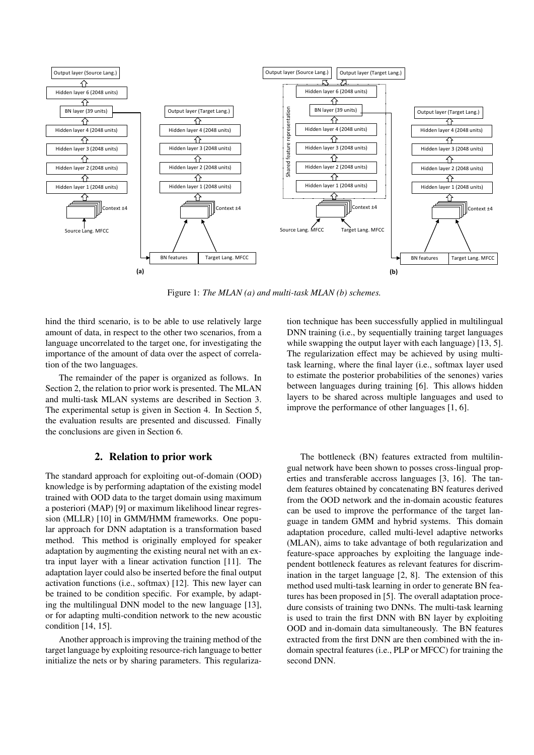Figure 1: *The MLAN (a) and multi-task MLAN (b) schemes.*

hind the third scenario, is to be able to use relatively large amount of data, in respect to the other two scenarios, from a language uncorrelated to the target one, for investigating the importance of the amount of data over the aspect of correlation of the two languages.

The remainder of the paper is organized as follows. In Section 2, the relation to prior work is presented. The MLAN and multi-task MLAN systems are described in Section 3. The experimental setup is given in Section 4. In Section 5, the evaluation results are presented and discussed. Finally the conclusions are given in Section 6.

## 2. Relation to prior work

The standard approach for exploiting out-of-domain (OOD) knowledge is by performing adaptation of the existing model trained with OOD data to the target domain using maximum a posteriori (MAP) [9] or maximum likelihood linear regression (MLLR) [10] in GMM/HMM frameworks. One popular approach for DNN adaptation is a transformation based method. This method is originally employed for speaker adaptation by augmenting the existing neural net with an extra input layer with a linear activation function [11]. The adaptation layer could also be inserted before the final output activation functions (i.e., softmax) [12]. This new layer can be trained to be condition specific. For example, by adapting the multilingual DNN model to the new language [13], or for adapting multi-condition network to the new acoustic condition [14, 15].

Another approach is improving the training method of the target language by exploiting resource-rich language to better initialize the nets or by sharing parameters. This regularization technique has been successfully applied in multilingual DNN training (i.e., by sequentially training target languages while swapping the output layer with each language) [13, 5]. The regularization effect may be achieved by using multi-task learning, where the final layer (i.e., softmax layer used to estimate the posterior probabilities of the senones) varies between languages during training [6]. This allows hidden layers to be shared across multiple languages and used to improve the performance of other languages [1, 6].

The bottleneck (BN) features extracted from multilingual network have been shown to posses cross-lingual properties and transferable accross languages [3, 16]. The tandem features obtained by concatenating BN features derived from the OOD network and the in-domain acoustic features can be used to improve the performance of the target language in tandem GMM and hybrid systems. This domain adaptation procedure, called multi-level adaptive networks (MLAN), aims to take advantage of both regularization and feature-space approaches by exploiting the language independent bottleneck features as relevant features for discrimination in the target language [2, 8]. The extension of this method used multi-task learning in order to generate BN features has been proposed in [5]. The overall adaptation procedure consists of training two DNNs. The multi-task learning is used to train the first DNN with BN layer by exploiting OOD and in-domain data simultaneously. The BN features extracted from the first DNN are then combined with the in-domain spectral features (i.e., PLP or MFCC) for training the second DNN.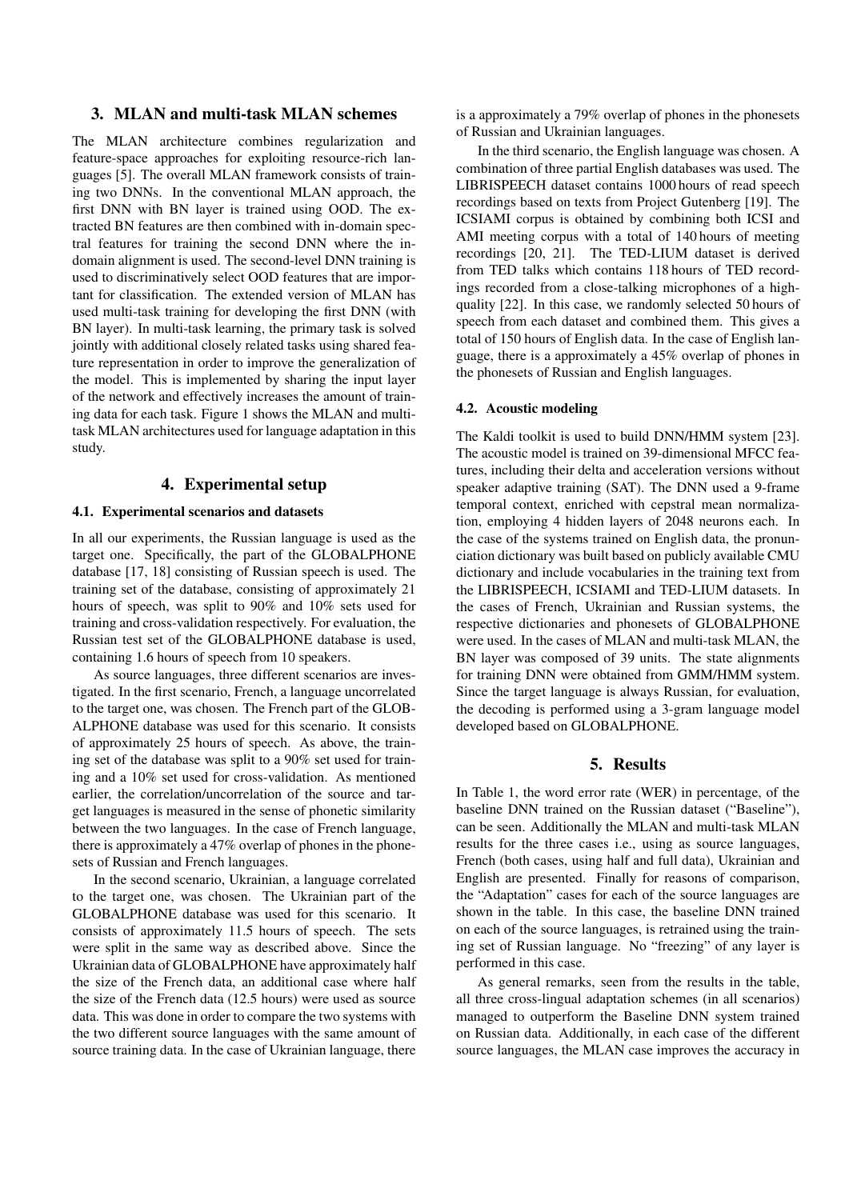## 3. MLAN and multi-task MLAN schemes

The MLAN architecture combines regularization and feature-space approaches for exploiting resource-rich languages [5]. The overall MLAN framework consists of training two DNNs. In the conventional MLAN approach, the first DNN with BN layer is trained using OOD. The extracted BN features are then combined with in-domain spectral features for training the second DNN where the in-domain alignment is used. The second-level DNN training is used to discriminatively select OOD features that are important for classification. The extended version of MLAN has used multi-task training for developing the first DNN (with BN layer). In multi-task learning, the primary task is solved jointly with additional closely related tasks using shared feature representation in order to improve the generalization of the model. This is implemented by sharing the input layer of the network and effectively increases the amount of training data for each task. Figure 1 shows the MLAN and multi-task MLAN architectures used for language adaptation in this study.

## 4. Experimental setup

### 4.1. Experimental scenarios and datasets

In all our experiments, the Russian language is used as the target one. Specifically, the part of the GLOBALPHONE database [17, 18] consisting of Russian speech is used. The training set of the database, consisting of approximately 21 hours of speech, was split to 90% and 10% sets used for training and cross-validation respectively. For evaluation, the Russian test set of the GLOBALPHONE database is used, containing 1.6 hours of speech from 10 speakers.

As source languages, three different scenarios are investigated. In the first scenario, French, a language uncorrelated to the target one, was chosen. The French part of the GLOBALPHONE database was used for this scenario. It consists of approximately 25 hours of speech. As above, the training set of the database was split to a 90% set used for training and a 10% set used for cross-validation. As mentioned earlier, the correlation/uncorrelation of the source and target languages is measured in the sense of phonetic similarity between the two languages. In the case of French language, there is approximately a 47% overlap of phones in the phonesets of Russian and French languages.

In the second scenario, Ukrainian, a language correlated to the target one, was chosen. The Ukrainian part of the GLOBALPHONE database was used for this scenario. It consists of approximately 11.5 hours of speech. The sets were split in the same way as described above. Since the Ukrainian data of GLOBALPHONE have approximately half the size of the French data, an additional case where half the size of the French data (12.5 hours) were used as source data. This was done in order to compare the two systems with the two different source languages with the same amount of source training data. In the case of Ukrainian language, there is a approximately a 79% overlap of phones in the phonesets of Russian and Ukrainian languages.

In the third scenario, the English language was chosen. A combination of three partial English databases was used. The LIBRISPEECH dataset contains 1000 hours of read speech recordings based on texts from Project Gutenberg [19]. The ICSIAMI corpus is obtained by combining both ICSI and AMI meeting corpus with a total of 140 hours of meeting recordings [20, 21]. The TED-LIUM dataset is derived from TED talks which contains 118 hours of TED recordings recorded from a close-talking microphones of a high-quality [22]. In this case, we randomly selected 50 hours of speech from each dataset and combined them. This gives a total of 150 hours of English data. In the case of English language, there is a approximately a 45% overlap of phones in the phonesets of Russian and English languages.

### 4.2. Acoustic modeling

The Kaldi toolkit is used to build DNN/HMM system [23]. The acoustic model is trained on 39-dimensional MFCC features, including their delta and acceleration versions without speaker adaptive training (SAT). The DNN used a 9-frame temporal context, enriched with cepstral mean normalization, employing 4 hidden layers of 2048 neurons each. In the case of the systems trained on English data, the pronunciation dictionary was built based on publicly available CMU dictionary and include vocabularies in the training text from the LIBRISPEECH, ICSIAMI and TED-LIUM datasets. In the cases of French, Ukrainian and Russian systems, the respective dictionaries and phonesets of GLOBALPHONE were used. In the cases of MLAN and multi-task MLAN, the BN layer was composed of 39 units. The state alignments for training DNN were obtained from GMM/HMM system. Since the target language is always Russian, for evaluation, the decoding is performed using a 3-gram language model developed based on GLOBALPHONE.

## 5. Results

In Table 1, the word error rate (WER) in percentage, of the baseline DNN trained on the Russian dataset ("Baseline"), can be seen. Additionally the MLAN and multi-task MLAN results for the three cases i.e., using as source languages, French (both cases, using half and full data), Ukrainian and English are presented. Finally for reasons of comparison, the "Adaptation" cases for each of the source languages are shown in the table. In this case, the baseline DNN trained on each of the source languages, is retrained using the training set of Russian language. No "freezing" of any layer is performed in this case.

As general remarks, seen from the results in the table, all three cross-lingual adaptation schemes (in all scenarios) managed to outperform the Baseline DNN system trained on Russian data. Additionally, in each case of the different source languages, the MLAN case improves the accuracy in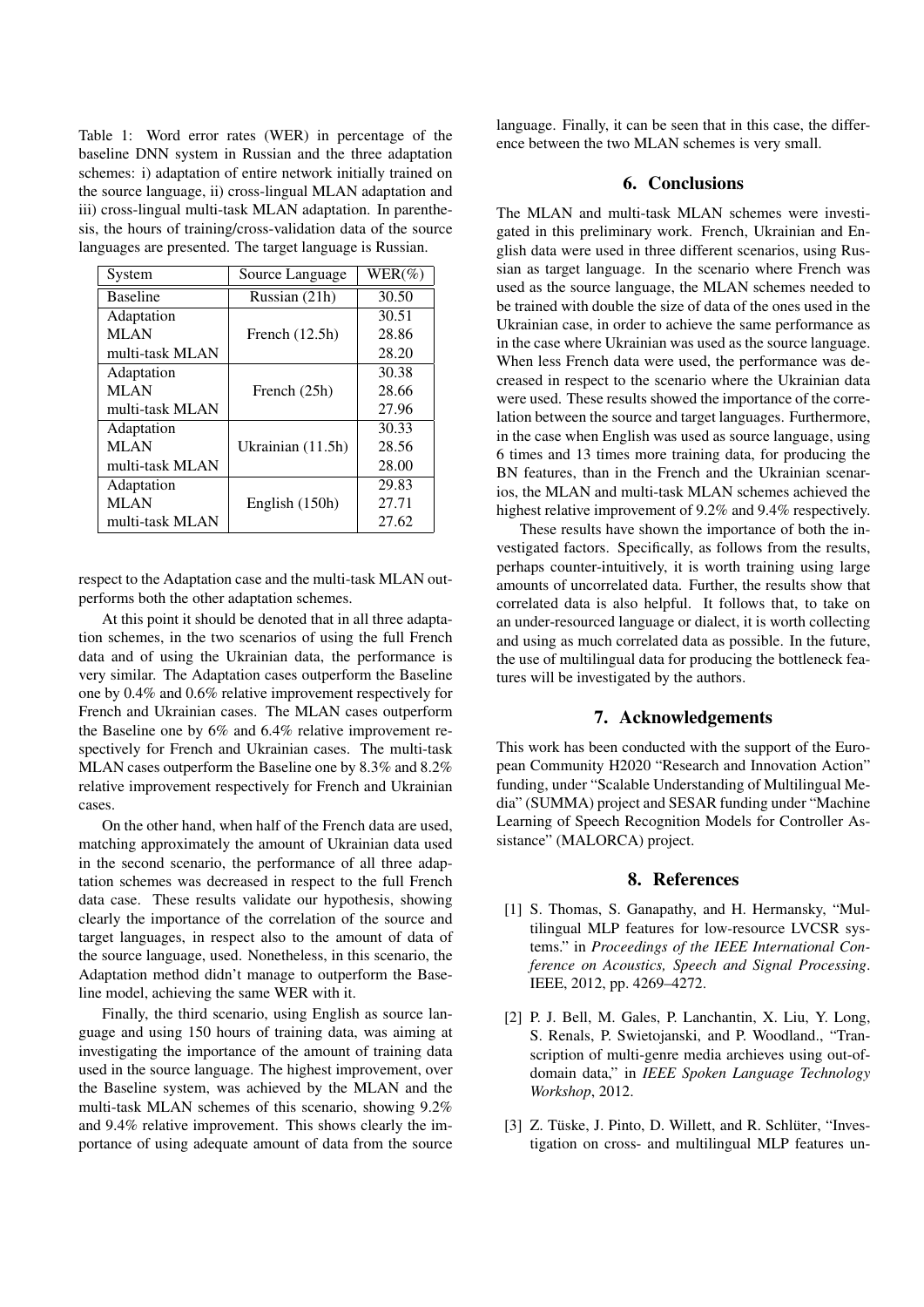Table 1: Word error rates (WER) in percentage of the baseline DNN system in Russian and the three adaptation schemes: i) adaptation of entire network initially trained on the source language, ii) cross-lingual MLAN adaptation and iii) cross-lingual multi-task MLAN adaptation. In parenthesis, the hours of training/cross-validation data of the source languages are presented. The target language is Russian.

| System | Source Language | WER(%) |
|---|---|---|
| Baseline | Russian (21h) | 30.50 |
| Adaptation | French (12.5h) | 30.51 |
| MLAN | | 28.86 |
| multi-task MLAN | | 28.20 |
| Adaptation | French (25h) | 30.38 |
| MLAN | | 28.66 |
| multi-task MLAN | | 27.96 |
| Adaptation | Ukrainian (11.5h) | 30.33 |
| MLAN | | 28.56 |
| multi-task MLAN | | 28.00 |
| Adaptation | English (150h) | 29.83 |
| MLAN | | 27.71 |
| multi-task MLAN | | 27.62 |

respect to the Adaptation case and the multi-task MLAN outperforms both the other adaptation schemes.

At this point it should be denoted that in all three adaptation schemes, in the two scenarios of using the full French data and of using the Ukrainian data, the performance is very similar. The Adaptation cases outperform the Baseline one by 0.4% and 0.6% relative improvement respectively for French and Ukrainian cases. The MLAN cases outperform the Baseline one by 6% and 6.4% relative improvement respectively for French and Ukrainian cases. The multi-task MLAN cases outperform the Baseline one by 8.3% and 8.2% relative improvement respectively for French and Ukrainian cases.

On the other hand, when half of the French data are used, matching approximately the amount of Ukrainian data used in the second scenario, the performance of all three adaptation schemes was decreased in respect to the full French data case. These results validate our hypothesis, showing clearly the importance of the correlation of the source and target languages, in respect also to the amount of data of the source language, used. Nonetheless, in this scenario, the Adaptation method didn't manage to outperform the Baseline model, achieving the same WER with it.

Finally, the third scenario, using English as source language and using 150 hours of training data, was aiming at investigating the importance of the amount of training data used in the source language. The highest improvement, over the Baseline system, was achieved by the MLAN and the multi-task MLAN schemes of this scenario, showing 9.2% and 9.4% relative improvement. This shows clearly the importance of using adequate amount of data from the source language. Finally, it can be seen that in this case, the difference between the two MLAN schemes is very small.

## 6. Conclusions

The MLAN and multi-task MLAN schemes were investigated in this preliminary work. French, Ukrainian and English data were used in three different scenarios, using Russian as target language. In the scenario where French was used as the source language, the MLAN schemes needed to be trained with double the size of data of the ones used in the Ukrainian case, in order to achieve the same performance as in the case where Ukrainian was used as the source language. When less French data were used, the performance was decreased in respect to the scenario where the Ukrainian data were used. These results showed the importance of the correlation between the source and target languages. Furthermore, in the case when English was used as source language, using 6 times and 13 times more training data, for producing the BN features, than in the French and the Ukrainian scenarios, the MLAN and multi-task MLAN schemes achieved the highest relative improvement of 9.2% and 9.4% respectively.

These results have shown the importance of both the investigated factors. Specifically, as follows from the results, perhaps counter-intuitively, it is worth training using large amounts of uncorrelated data. Further, the results show that correlated data is also helpful. It follows that, to take on an under-resourced language or dialect, it is worth collecting and using as much correlated data as possible. In the future, the use of multilingual data for producing the bottleneck features will be investigated by the authors.

## 7. Acknowledgements

This work has been conducted with the support of the European Community H2020 "Research and Innovation Action" funding, under "Scalable Understanding of Multilingual Media" (SUMMA) project and SESAR funding under "Machine Learning of Speech Recognition Models for Controller Assistance" (MALORCA) project.

## 8. References

[1] S. Thomas, S. Ganapathy, and H. Hermansky, "Multilingual MLP features for low-resource LVCSR systems." in *Proceedings of the IEEE International Conference on Acoustics, Speech and Signal Processing*. IEEE, 2012, pp. 4269–4272.

[2] P. J. Bell, M. Gales, P. Lanchantin, X. Liu, Y. Long, S. Renals, P. Swietojanski, and P. Woodland., "Transcription of multi-genre media archieves using out-of-domain data," in *IEEE Spoken Language Technology Workshop*, 2012.

[3] Z. Tüske, J. Pinto, D. Willett, and R. Schlüter, "Investigation on cross- and multilingual MLP features un-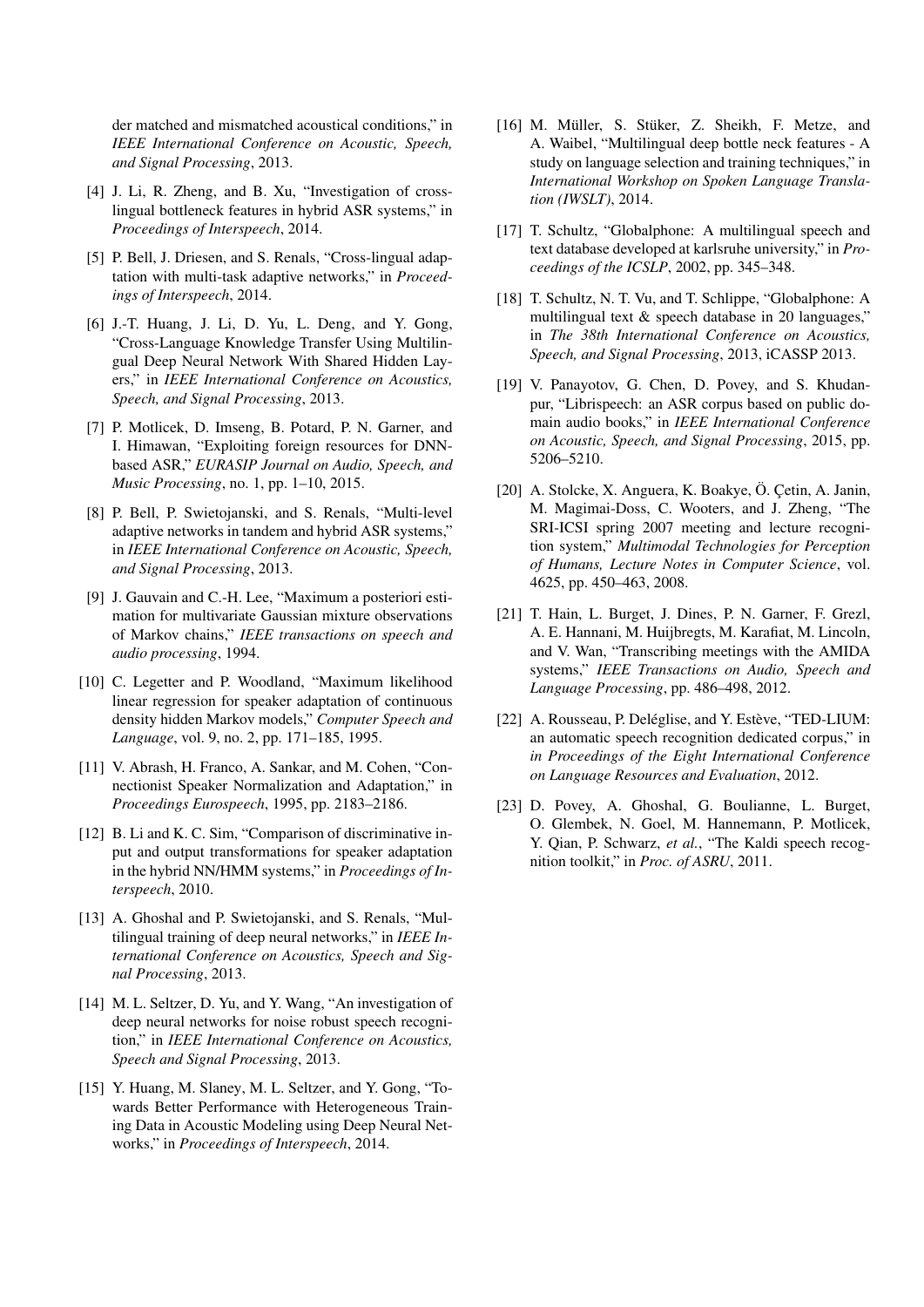der matched and mismatched acoustical conditions," in *IEEE International Conference on Acoustic, Speech, and Signal Processing*, 2013.

[4] J. Li, R. Zheng, and B. Xu, "Investigation of cross-lingual bottleneck features in hybrid ASR systems," in *Proceedings of Interspeech*, 2014.

[5] P. Bell, J. Driesen, and S. Renals, "Cross-lingual adaptation with multi-task adaptive networks," in *Proceedings of Interspeech*, 2014.

[6] J.-T. Huang, J. Li, D. Yu, L. Deng, and Y. Gong, "Cross-Language Knowledge Transfer Using Multilingual Deep Neural Network With Shared Hidden Layers," in *IEEE International Conference on Acoustics, Speech, and Signal Processing*, 2013.

[7] P. Motlicek, D. Imseng, B. Potard, P. N. Garner, and I. Himawan, "Exploiting foreign resources for DNN-based ASR," *EURASIP Journal on Audio, Speech, and Music Processing*, no. 1, pp. 1–10, 2015.

[8] P. Bell, P. Swietojanski, and S. Renals, "Multi-level adaptive networks in tandem and hybrid ASR systems," in *IEEE International Conference on Acoustic, Speech, and Signal Processing*, 2013.

[9] J. Gauvain and C.-H. Lee, "Maximum a posteriori estimation for multivariate Gaussian mixture observations of Markov chains," *IEEE transactions on speech and audio processing*, 1994.

[10] C. Legetter and P. Woodland, "Maximum likelihood linear regression for speaker adaptation of continuous density hidden Markov models," *Computer Speech and Language*, vol. 9, no. 2, pp. 171–185, 1995.

[11] V. Abrash, H. Franco, A. Sankar, and M. Cohen, "Connectionist Speaker Normalization and Adaptation," in *Proceedings Eurospeech*, 1995, pp. 2183–2186.

[12] B. Li and K. C. Sim, "Comparison of discriminative input and output transformations for speaker adaptation in the hybrid NN/HMM systems," in *Proceedings of Interspeech*, 2010.

[13] A. Ghoshal and P. Swietojanski, and S. Renals, "Multilingual training of deep neural networks," in *IEEE International Conference on Acoustics, Speech and Signal Processing*, 2013.

[14] M. L. Seltzer, D. Yu, and Y. Wang, "An investigation of deep neural networks for noise robust speech recognition," in *IEEE International Conference on Acoustics, Speech and Signal Processing*, 2013.

[15] Y. Huang, M. Slaney, M. L. Seltzer, and Y. Gong, "Towards Better Performance with Heterogeneous Training Data in Acoustic Modeling using Deep Neural Networks," in *Proceedings of Interspeech*, 2014.

[16] M. Müller, S. Stüker, Z. Sheikh, F. Metze, and A. Waibel, "Multilingual deep bottle neck features - A study on language selection and training techniques," in *International Workshop on Spoken Language Translation (IWSLT)*, 2014.

[17] T. Schultz, "Globalphone: A multilingual speech and text database developed at karlsruhe university," in *Proceedings of the ICSLP*, 2002, pp. 345–348.

[18] T. Schultz, N. T. Vu, and T. Schlippe, "Globalphone: A multilingual text & speech database in 20 languages," in *The 38th International Conference on Acoustics, Speech, and Signal Processing*, 2013, iCASSP 2013.

[19] V. Panayotov, G. Chen, D. Povey, and S. Khudanpur, "Librispeech: an ASR corpus based on public domain audio books," in *IEEE International Conference on Acoustic, Speech, and Signal Processing*, 2015, pp. 5206–5210.

[20] A. Stolcke, X. Anguera, K. Boakye, Ö. Çetin, A. Janin, M. Magimai-Doss, C. Wooters, and J. Zheng, "The SRI-ICSI spring 2007 meeting and lecture recognition system," *Multimodal Technologies for Perception of Humans, Lecture Notes in Computer Science*, vol. 4625, pp. 450–463, 2008.

[21] T. Hain, L. Burget, J. Dines, P. N. Garner, F. Grezl, A. E. Hannani, M. Huijbregts, M. Karafiat, M. Lincoln, and V. Wan, "Transcribing meetings with the AMIDA systems," *IEEE Transactions on Audio, Speech and Language Processing*, pp. 486–498, 2012.

[22] A. Rousseau, P. Deléglise, and Y. Estève, "TED-LIUM: an automatic speech recognition dedicated corpus," in *in Proceedings of the Eight International Conference on Language Resources and Evaluation*, 2012.

[23] D. Povey, A. Ghoshal, G. Boulianne, L. Burget, O. Glembek, N. Goel, M. Hannemann, P. Motlicek, Y. Qian, P. Schwarz, *et al.*, "The Kaldi speech recognition toolkit," in *Proc. of ASRU*, 2011.